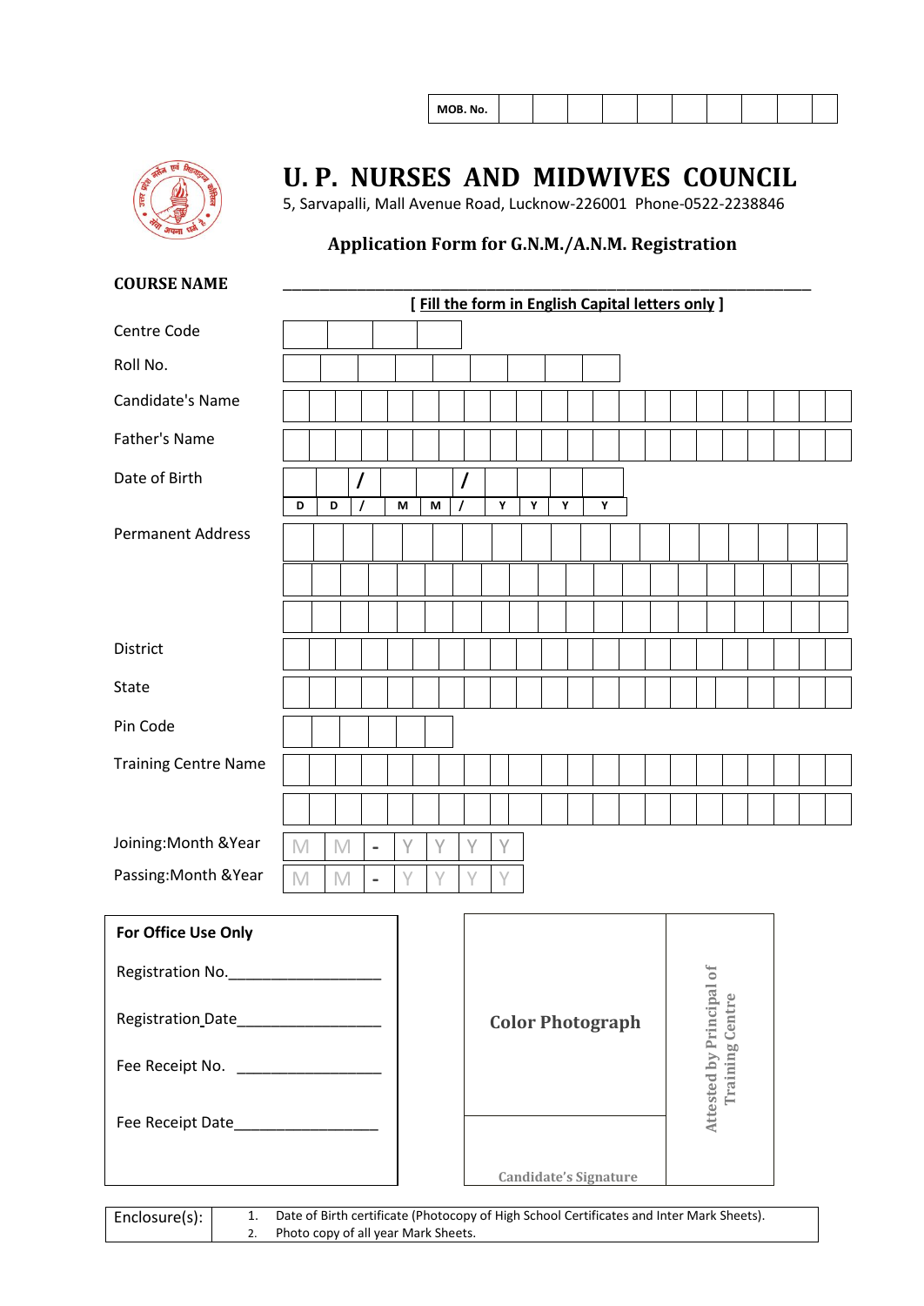MOB. No.

# U. P. NURSES AND MIDWIVES COUNCIL

5, Sarvapalli, Mall Avenue Road, Lucknow-226001 Phone-0522-2238846

## Application Form for G.N.M./A.N.M. Registration

**COURSE NAME** ____________________________________________

**[ Fill the form in English Capital letters only ]**

Centre Code

Roll No.

Candidate's Name

Father's Name

Date of Birth D D / M M / Y Y Y Y

Permanent Address

District

State

Pin Code

Training Centre Name

Joining:Month &Year M M - Y Y Y Y

Passing:Month &Year M M - Y Y Y Y

**For Office Use Only**

Registration No.__________________

Registration Date__________________

Fee Receipt No. __________________

Fee Receipt Date__________________

**Color Photograph**

**Candidate's Signature**

**Attested by Principal of Training Centre**

| Enclosure(s): | 1. Date of Birth certificate (Photocopy of High School Certificates and Inter Mark Sheets).<br>2. Photo copy of all year Mark Sheets. |
|---|---|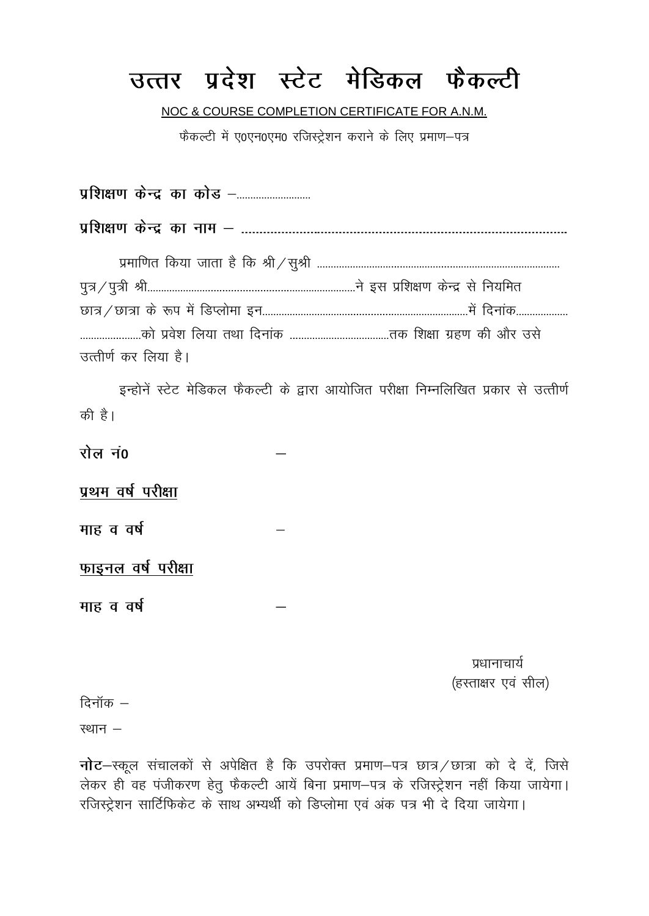# उत्तर प्रदेश स्टेट मेडिकल फैकल्टी

NOC & COURSE COMPLETION CERTIFICATE FOR A.N.M.

फैकल्टी में ए0एन0एम0 रजिस्ट्रेशन कराने के लिए प्रमाण–पत्र

**प्रशिक्षण केन्द्र का कोड –**..........................

**प्रशिक्षण केन्द्र का नाम – ..............................................................................................**

प्रमाणित किया जाता है कि श्री/सुश्री ...................................................................................... पुत्र/पुत्री श्री.........................................................................ने इस प्रशिक्षण केन्द्र से नियमित छात्र/छात्रा के रूप में डिप्लोमा इन..........................................................................में दिनांक................... ......................को प्रवेश लिया तथा दिनांक ....................................तक शिक्षा ग्रहण की और उसे उत्तीर्ण कर लिया है।

इन्होनें स्टेट मेडिकल फैकल्टी के द्वारा आयोजित परीक्षा निम्नलिखित प्रकार से उत्तीर्ण की है।

**रोल नं0** –

**प्रथम वर्ष परीक्षा**

**माह व वर्ष** –

**फाइनल वर्ष परीक्षा**

**माह व वर्ष** –

प्रधानाचार्य
(हस्ताक्षर एवं सील)

दिनॉक –

स्थान –

**नोट**–स्कूल संचालकों से अपेक्षित है कि उपरोक्त प्रमाण–पत्र छात्र/छात्रा को दे दें, जिसे लेकर ही वह पंजीकरण हेतु फैकल्टी आयें बिना प्रमाण–पत्र के रजिस्ट्रेशन नहीं किया जायेगा। रजिस्ट्रेशन सार्टिफिकेट के साथ अभ्यर्थी को डिप्लोमा एवं अंक पत्र भी दे दिया जायेगा।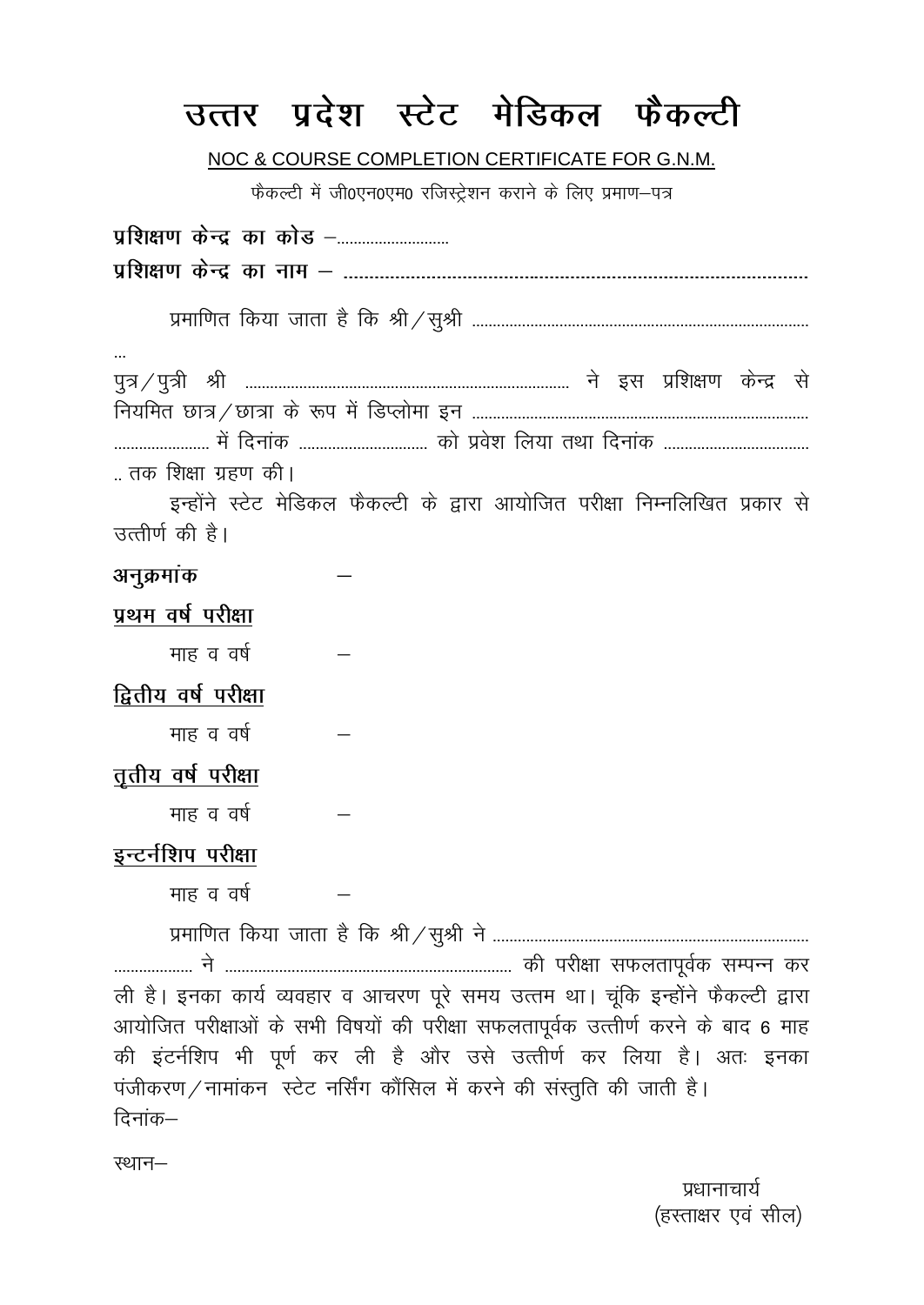# उत्तर प्रदेश स्टेट मेडिकल फैकल्टी

NOC & COURSE COMPLETION CERTIFICATE FOR G.N.M.

फैकल्टी में जी0एन0एम0 रजिस्ट्रेशन कराने के लिए प्रमाण–पत्र

**प्रशिक्षण केन्द्र का कोड –..........................**

**प्रशिक्षण केन्द्र का नाम – ..............................................................................**

प्रमाणित किया जाता है कि श्री / सुश्री ................................................................................
...
पुत्र / पुत्री श्री ........................................................................... ने इस प्रशिक्षण केन्द्र से नियमित छात्र / छात्रा के रूप में डिप्लोमा इन ................................................................................
...................... में दिनांक .............................. को प्रवेश लिया तथा दिनांक ..................................
.. तक शिक्षा ग्रहण की।

इन्होंने स्टेट मेडिकल फैकल्टी के द्वारा आयोजित परीक्षा निम्नलिखित प्रकार से उत्तीर्ण की है।

**अनुक्रमांक** –

**प्रथम वर्ष परीक्षा**

माह व वर्ष –

**द्वितीय वर्ष परीक्षा**

माह व वर्ष –

**तृतीय वर्ष परीक्षा**

माह व वर्ष –

**इन्टर्नशिप परीक्षा**

माह व वर्ष –

प्रमाणित किया जाता है कि श्री / सुश्री ने ..........................................................................
.................. ने .................................................................. की परीक्षा सफलतापूर्वक सम्पन्न कर ली है। इनका कार्य व्यवहार व आचरण पूरे समय उत्तम था। चूंकि इन्होंने फैकल्टी द्वारा आयोजित परीक्षाओं के सभी विषयों की परीक्षा सफलतापूर्वक उत्तीर्ण करने के बाद 6 माह की इंटर्नशिप भी पूर्ण कर ली है और उसे उत्तीर्ण कर लिया है। अतः इनका पंजीकरण / नामांकन स्टेट नर्सिंग कौंसिल में करने की संस्तुति की जाती है।

दिनांक–

स्थान–

प्रधानाचार्य
(हस्ताक्षर एवं सील)